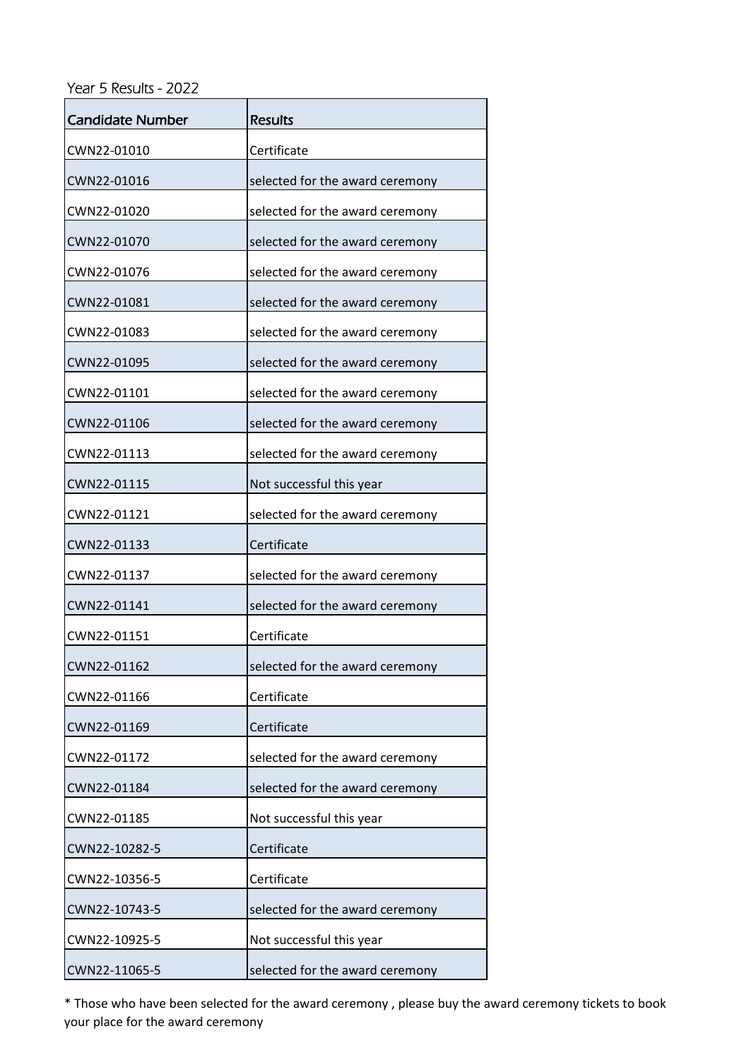Year 5 Results - 2022

| Candidate Number | Results |
|---|---|
| CWN22-01010 | Certificate |
| CWN22-01016 | selected for the award ceremony |
| CWN22-01020 | selected for the award ceremony |
| CWN22-01070 | selected for the award ceremony |
| CWN22-01076 | selected for the award ceremony |
| CWN22-01081 | selected for the award ceremony |
| CWN22-01083 | selected for the award ceremony |
| CWN22-01095 | selected for the award ceremony |
| CWN22-01101 | selected for the award ceremony |
| CWN22-01106 | selected for the award ceremony |
| CWN22-01113 | selected for the award ceremony |
| CWN22-01115 | Not successful this year |
| CWN22-01121 | selected for the award ceremony |
| CWN22-01133 | Certificate |
| CWN22-01137 | selected for the award ceremony |
| CWN22-01141 | selected for the award ceremony |
| CWN22-01151 | Certificate |
| CWN22-01162 | selected for the award ceremony |
| CWN22-01166 | Certificate |
| CWN22-01169 | Certificate |
| CWN22-01172 | selected for the award ceremony |
| CWN22-01184 | selected for the award ceremony |
| CWN22-01185 | Not successful this year |
| CWN22-10282-5 | Certificate |
| CWN22-10356-5 | Certificate |
| CWN22-10743-5 | selected for the award ceremony |
| CWN22-10925-5 | Not successful this year |
| CWN22-11065-5 | selected for the award ceremony |

* Those who have been selected for the award ceremony , please buy the award ceremony tickets to book your place for the award ceremony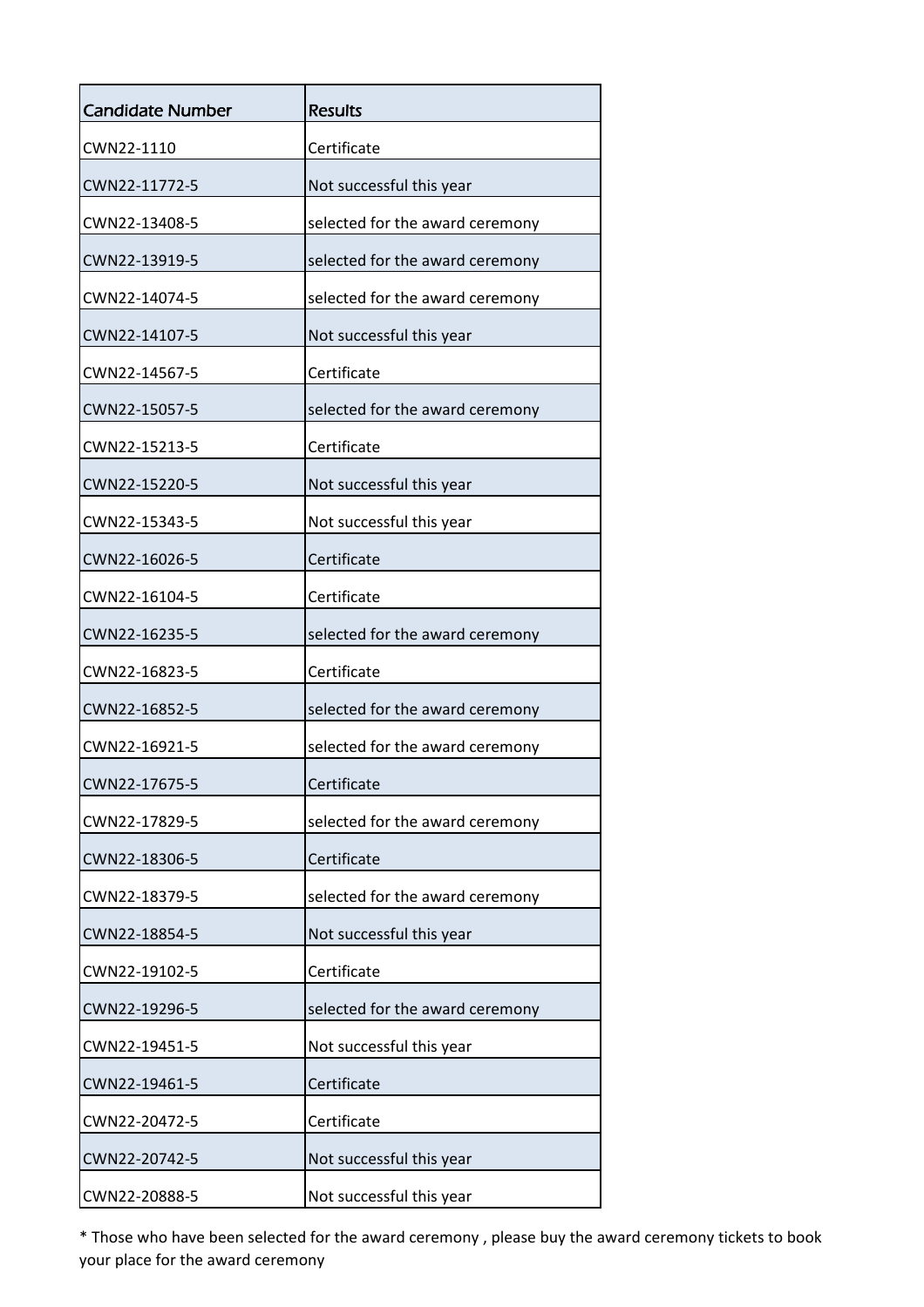| Candidate Number | Results |
|---|---|
| CWN22-1110 | Certificate |
| CWN22-11772-5 | Not successful this year |
| CWN22-13408-5 | selected for the award ceremony |
| CWN22-13919-5 | selected for the award ceremony |
| CWN22-14074-5 | selected for the award ceremony |
| CWN22-14107-5 | Not successful this year |
| CWN22-14567-5 | Certificate |
| CWN22-15057-5 | selected for the award ceremony |
| CWN22-15213-5 | Certificate |
| CWN22-15220-5 | Not successful this year |
| CWN22-15343-5 | Not successful this year |
| CWN22-16026-5 | Certificate |
| CWN22-16104-5 | Certificate |
| CWN22-16235-5 | selected for the award ceremony |
| CWN22-16823-5 | Certificate |
| CWN22-16852-5 | selected for the award ceremony |
| CWN22-16921-5 | selected for the award ceremony |
| CWN22-17675-5 | Certificate |
| CWN22-17829-5 | selected for the award ceremony |
| CWN22-18306-5 | Certificate |
| CWN22-18379-5 | selected for the award ceremony |
| CWN22-18854-5 | Not successful this year |
| CWN22-19102-5 | Certificate |
| CWN22-19296-5 | selected for the award ceremony |
| CWN22-19451-5 | Not successful this year |
| CWN22-19461-5 | Certificate |
| CWN22-20472-5 | Certificate |
| CWN22-20742-5 | Not successful this year |
| CWN22-20888-5 | Not successful this year |

* Those who have been selected for the award ceremony , please buy the award ceremony tickets to book your place for the award ceremony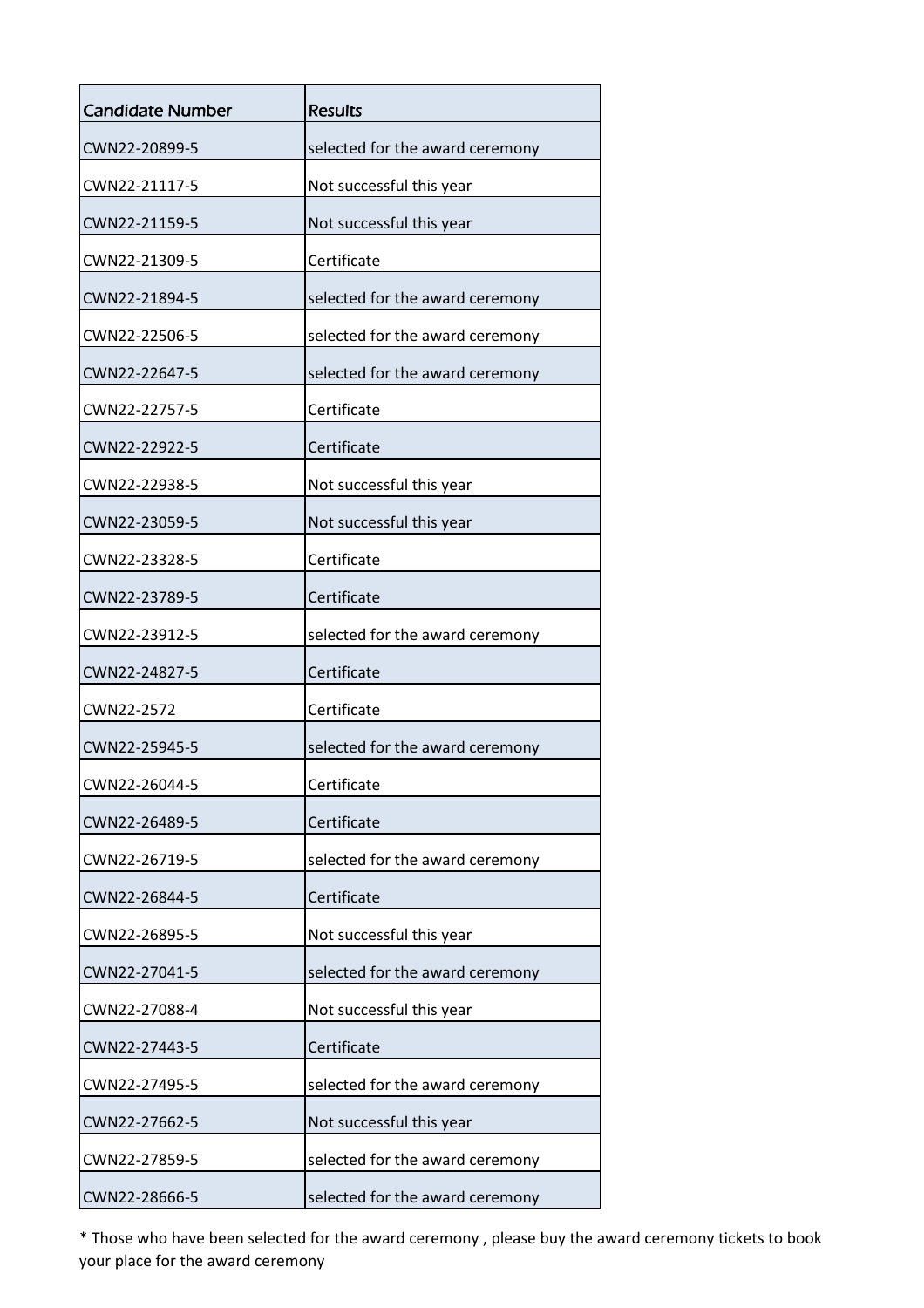| Candidate Number | Results |
| --- | --- |
| CWN22-20899-5 | selected for the award ceremony |
| CWN22-21117-5 | Not successful this year |
| CWN22-21159-5 | Not successful this year |
| CWN22-21309-5 | Certificate |
| CWN22-21894-5 | selected for the award ceremony |
| CWN22-22506-5 | selected for the award ceremony |
| CWN22-22647-5 | selected for the award ceremony |
| CWN22-22757-5 | Certificate |
| CWN22-22922-5 | Certificate |
| CWN22-22938-5 | Not successful this year |
| CWN22-23059-5 | Not successful this year |
| CWN22-23328-5 | Certificate |
| CWN22-23789-5 | Certificate |
| CWN22-23912-5 | selected for the award ceremony |
| CWN22-24827-5 | Certificate |
| CWN22-2572 | Certificate |
| CWN22-25945-5 | selected for the award ceremony |
| CWN22-26044-5 | Certificate |
| CWN22-26489-5 | Certificate |
| CWN22-26719-5 | selected for the award ceremony |
| CWN22-26844-5 | Certificate |
| CWN22-26895-5 | Not successful this year |
| CWN22-27041-5 | selected for the award ceremony |
| CWN22-27088-4 | Not successful this year |
| CWN22-27443-5 | Certificate |
| CWN22-27495-5 | selected for the award ceremony |
| CWN22-27662-5 | Not successful this year |
| CWN22-27859-5 | selected for the award ceremony |
| CWN22-28666-5 | selected for the award ceremony |

* Those who have been selected for the award ceremony , please buy the award ceremony tickets to book your place for the award ceremony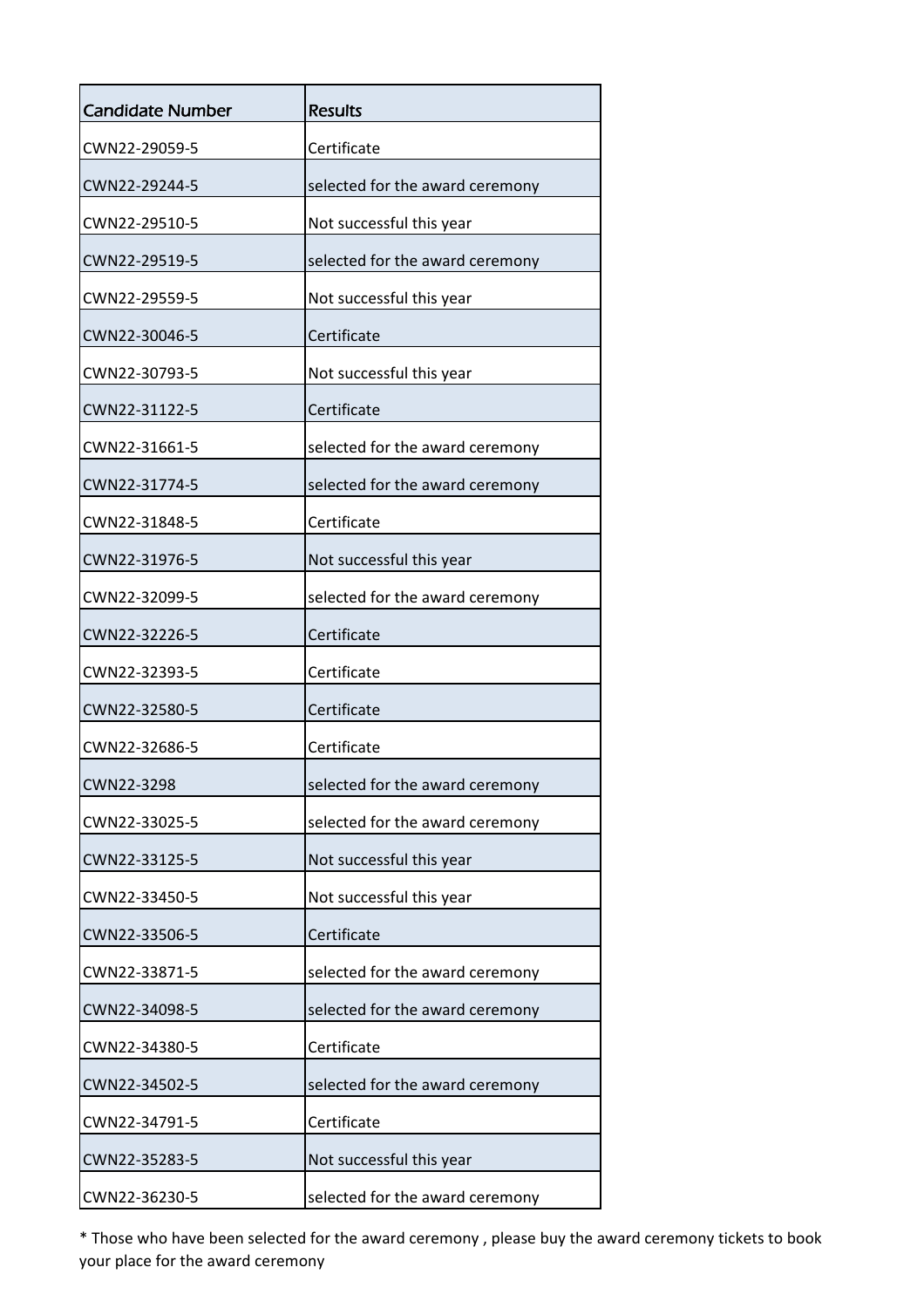| Candidate Number | Results |
|---|---|
| CWN22-29059-5 | Certificate |
| CWN22-29244-5 | selected for the award ceremony |
| CWN22-29510-5 | Not successful this year |
| CWN22-29519-5 | selected for the award ceremony |
| CWN22-29559-5 | Not successful this year |
| CWN22-30046-5 | Certificate |
| CWN22-30793-5 | Not successful this year |
| CWN22-31122-5 | Certificate |
| CWN22-31661-5 | selected for the award ceremony |
| CWN22-31774-5 | selected for the award ceremony |
| CWN22-31848-5 | Certificate |
| CWN22-31976-5 | Not successful this year |
| CWN22-32099-5 | selected for the award ceremony |
| CWN22-32226-5 | Certificate |
| CWN22-32393-5 | Certificate |
| CWN22-32580-5 | Certificate |
| CWN22-32686-5 | Certificate |
| CWN22-3298 | selected for the award ceremony |
| CWN22-33025-5 | selected for the award ceremony |
| CWN22-33125-5 | Not successful this year |
| CWN22-33450-5 | Not successful this year |
| CWN22-33506-5 | Certificate |
| CWN22-33871-5 | selected for the award ceremony |
| CWN22-34098-5 | selected for the award ceremony |
| CWN22-34380-5 | Certificate |
| CWN22-34502-5 | selected for the award ceremony |
| CWN22-34791-5 | Certificate |
| CWN22-35283-5 | Not successful this year |
| CWN22-36230-5 | selected for the award ceremony |

* Those who have been selected for the award ceremony , please buy the award ceremony tickets to book your place for the award ceremony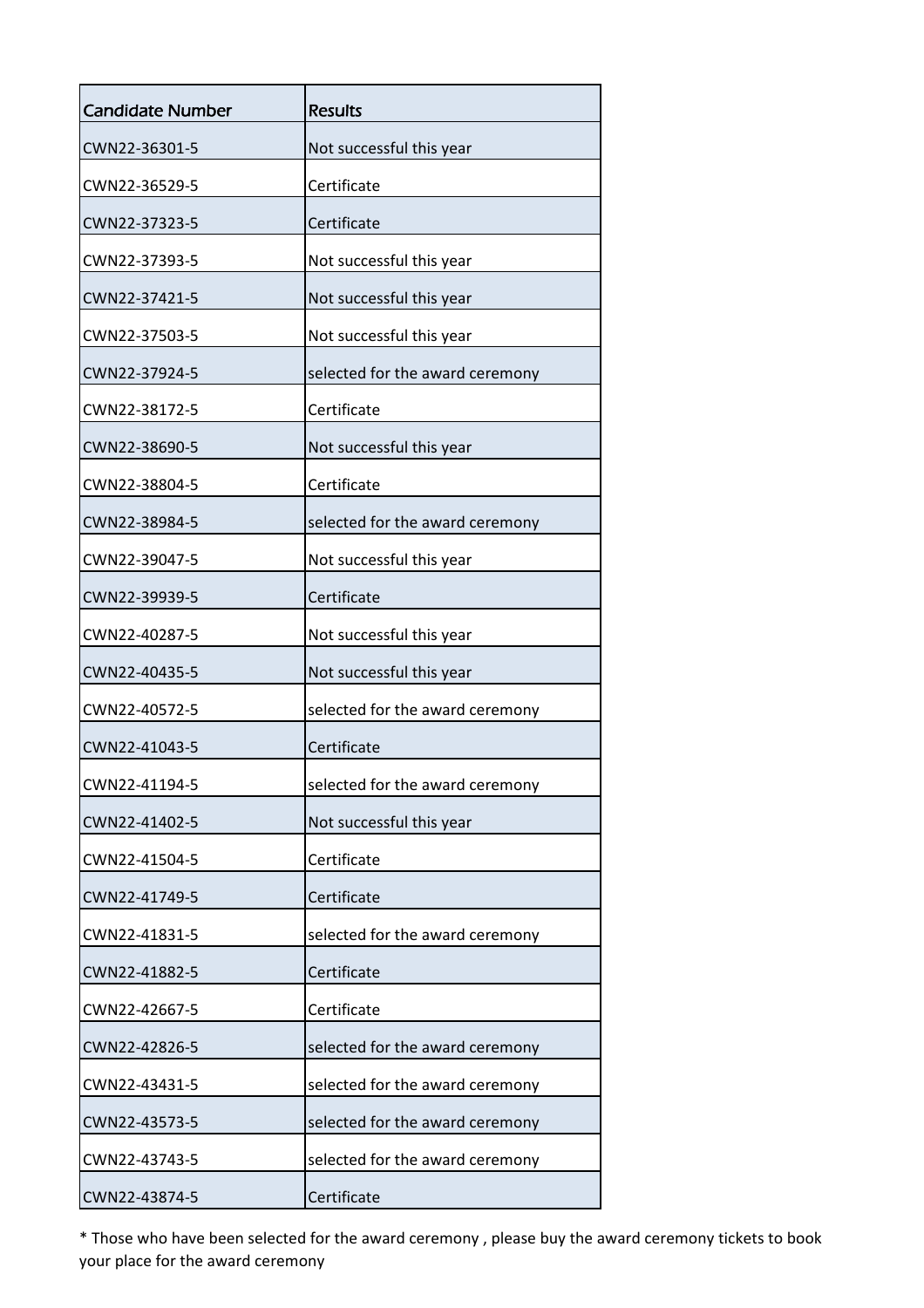| Candidate Number | Results |
| --- | --- |
| CWN22-36301-5 | Not successful this year |
| CWN22-36529-5 | Certificate |
| CWN22-37323-5 | Certificate |
| CWN22-37393-5 | Not successful this year |
| CWN22-37421-5 | Not successful this year |
| CWN22-37503-5 | Not successful this year |
| CWN22-37924-5 | selected for the award ceremony |
| CWN22-38172-5 | Certificate |
| CWN22-38690-5 | Not successful this year |
| CWN22-38804-5 | Certificate |
| CWN22-38984-5 | selected for the award ceremony |
| CWN22-39047-5 | Not successful this year |
| CWN22-39939-5 | Certificate |
| CWN22-40287-5 | Not successful this year |
| CWN22-40435-5 | Not successful this year |
| CWN22-40572-5 | selected for the award ceremony |
| CWN22-41043-5 | Certificate |
| CWN22-41194-5 | selected for the award ceremony |
| CWN22-41402-5 | Not successful this year |
| CWN22-41504-5 | Certificate |
| CWN22-41749-5 | Certificate |
| CWN22-41831-5 | selected for the award ceremony |
| CWN22-41882-5 | Certificate |
| CWN22-42667-5 | Certificate |
| CWN22-42826-5 | selected for the award ceremony |
| CWN22-43431-5 | selected for the award ceremony |
| CWN22-43573-5 | selected for the award ceremony |
| CWN22-43743-5 | selected for the award ceremony |
| CWN22-43874-5 | Certificate |

* Those who have been selected for the award ceremony , please buy the award ceremony tickets to book your place for the award ceremony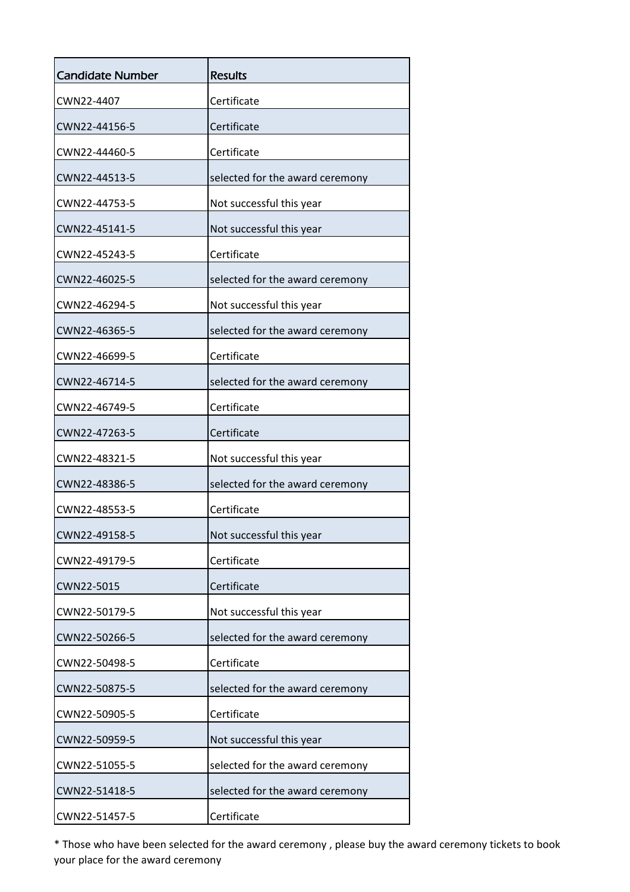| Candidate Number | Results |
| --- | --- |
| CWN22-4407 | Certificate |
| CWN22-44156-5 | Certificate |
| CWN22-44460-5 | Certificate |
| CWN22-44513-5 | selected for the award ceremony |
| CWN22-44753-5 | Not successful this year |
| CWN22-45141-5 | Not successful this year |
| CWN22-45243-5 | Certificate |
| CWN22-46025-5 | selected for the award ceremony |
| CWN22-46294-5 | Not successful this year |
| CWN22-46365-5 | selected for the award ceremony |
| CWN22-46699-5 | Certificate |
| CWN22-46714-5 | selected for the award ceremony |
| CWN22-46749-5 | Certificate |
| CWN22-47263-5 | Certificate |
| CWN22-48321-5 | Not successful this year |
| CWN22-48386-5 | selected for the award ceremony |
| CWN22-48553-5 | Certificate |
| CWN22-49158-5 | Not successful this year |
| CWN22-49179-5 | Certificate |
| CWN22-5015 | Certificate |
| CWN22-50179-5 | Not successful this year |
| CWN22-50266-5 | selected for the award ceremony |
| CWN22-50498-5 | Certificate |
| CWN22-50875-5 | selected for the award ceremony |
| CWN22-50905-5 | Certificate |
| CWN22-50959-5 | Not successful this year |
| CWN22-51055-5 | selected for the award ceremony |
| CWN22-51418-5 | selected for the award ceremony |
| CWN22-51457-5 | Certificate |

* Those who have been selected for the award ceremony , please buy the award ceremony tickets to book your place for the award ceremony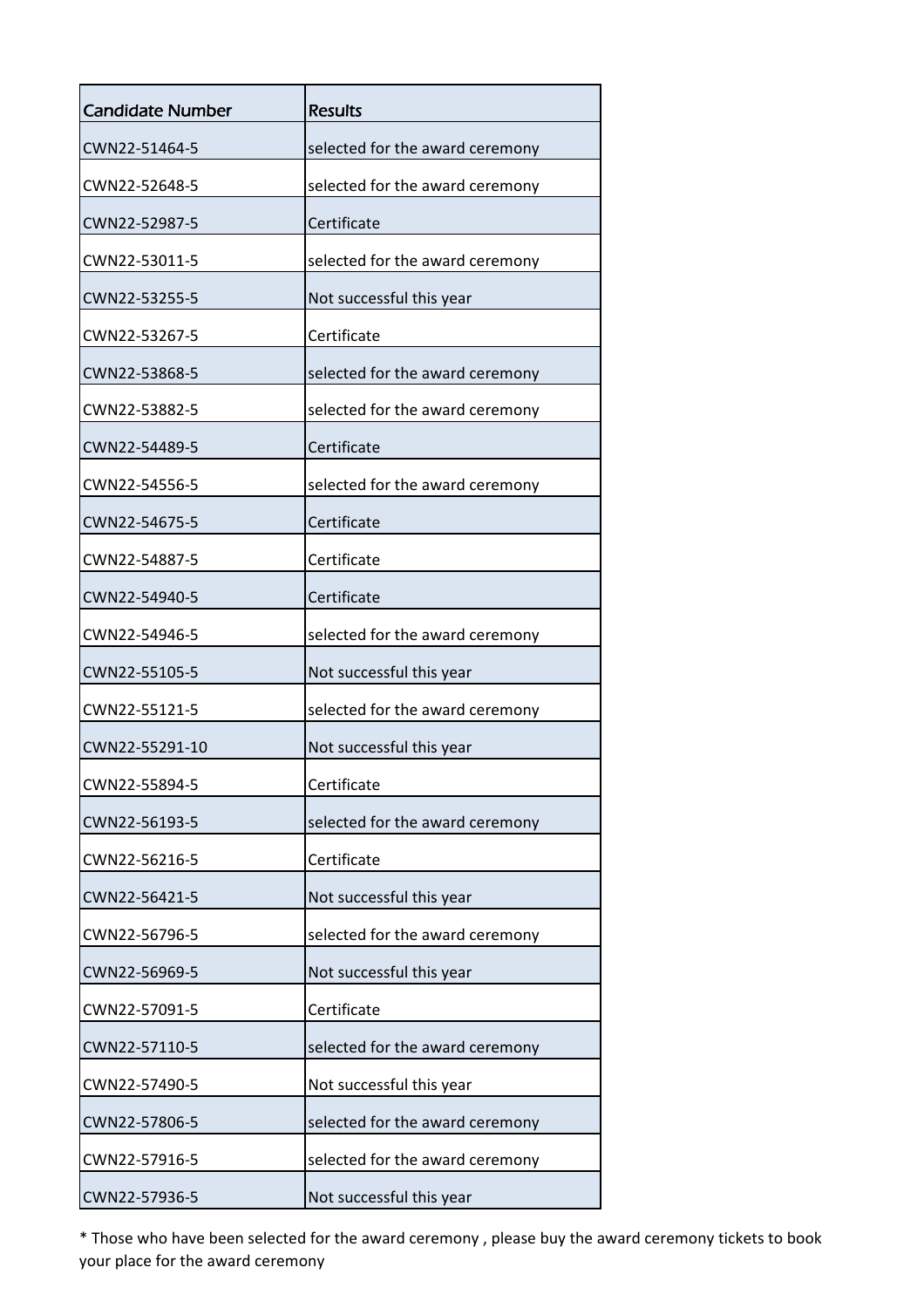| Candidate Number | Results |
| --- | --- |
| CWN22-51464-5 | selected for the award ceremony |
| CWN22-52648-5 | selected for the award ceremony |
| CWN22-52987-5 | Certificate |
| CWN22-53011-5 | selected for the award ceremony |
| CWN22-53255-5 | Not successful this year |
| CWN22-53267-5 | Certificate |
| CWN22-53868-5 | selected for the award ceremony |
| CWN22-53882-5 | selected for the award ceremony |
| CWN22-54489-5 | Certificate |
| CWN22-54556-5 | selected for the award ceremony |
| CWN22-54675-5 | Certificate |
| CWN22-54887-5 | Certificate |
| CWN22-54940-5 | Certificate |
| CWN22-54946-5 | selected for the award ceremony |
| CWN22-55105-5 | Not successful this year |
| CWN22-55121-5 | selected for the award ceremony |
| CWN22-55291-10 | Not successful this year |
| CWN22-55894-5 | Certificate |
| CWN22-56193-5 | selected for the award ceremony |
| CWN22-56216-5 | Certificate |
| CWN22-56421-5 | Not successful this year |
| CWN22-56796-5 | selected for the award ceremony |
| CWN22-56969-5 | Not successful this year |
| CWN22-57091-5 | Certificate |
| CWN22-57110-5 | selected for the award ceremony |
| CWN22-57490-5 | Not successful this year |
| CWN22-57806-5 | selected for the award ceremony |
| CWN22-57916-5 | selected for the award ceremony |
| CWN22-57936-5 | Not successful this year |

* Those who have been selected for the award ceremony , please buy the award ceremony tickets to book your place for the award ceremony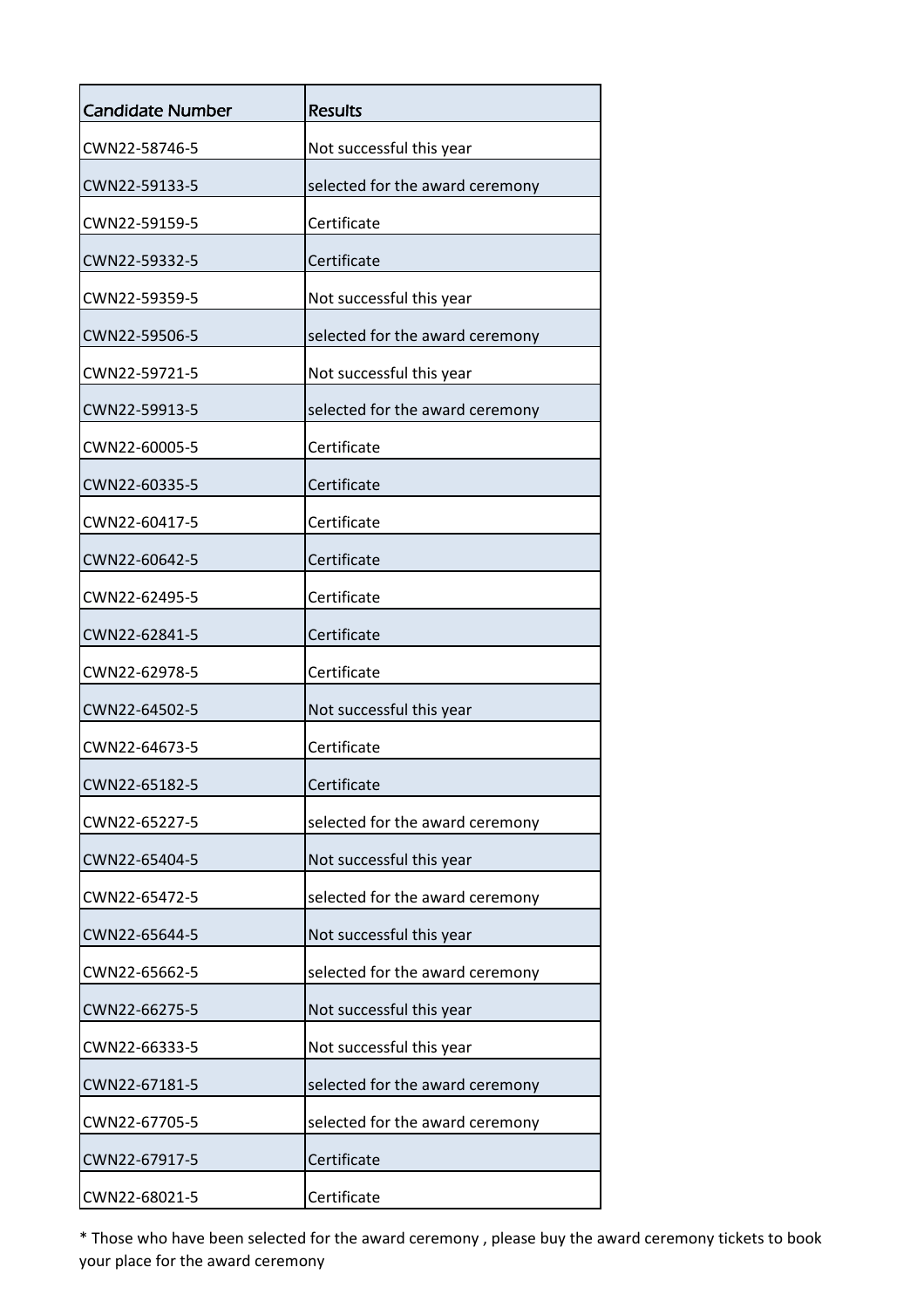| Candidate Number | Results |
|---|---|
| CWN22-58746-5 | Not successful this year |
| CWN22-59133-5 | selected for the award ceremony |
| CWN22-59159-5 | Certificate |
| CWN22-59332-5 | Certificate |
| CWN22-59359-5 | Not successful this year |
| CWN22-59506-5 | selected for the award ceremony |
| CWN22-59721-5 | Not successful this year |
| CWN22-59913-5 | selected for the award ceremony |
| CWN22-60005-5 | Certificate |
| CWN22-60335-5 | Certificate |
| CWN22-60417-5 | Certificate |
| CWN22-60642-5 | Certificate |
| CWN22-62495-5 | Certificate |
| CWN22-62841-5 | Certificate |
| CWN22-62978-5 | Certificate |
| CWN22-64502-5 | Not successful this year |
| CWN22-64673-5 | Certificate |
| CWN22-65182-5 | Certificate |
| CWN22-65227-5 | selected for the award ceremony |
| CWN22-65404-5 | Not successful this year |
| CWN22-65472-5 | selected for the award ceremony |
| CWN22-65644-5 | Not successful this year |
| CWN22-65662-5 | selected for the award ceremony |
| CWN22-66275-5 | Not successful this year |
| CWN22-66333-5 | Not successful this year |
| CWN22-67181-5 | selected for the award ceremony |
| CWN22-67705-5 | selected for the award ceremony |
| CWN22-67917-5 | Certificate |
| CWN22-68021-5 | Certificate |

* Those who have been selected for the award ceremony , please buy the award ceremony tickets to book your place for the award ceremony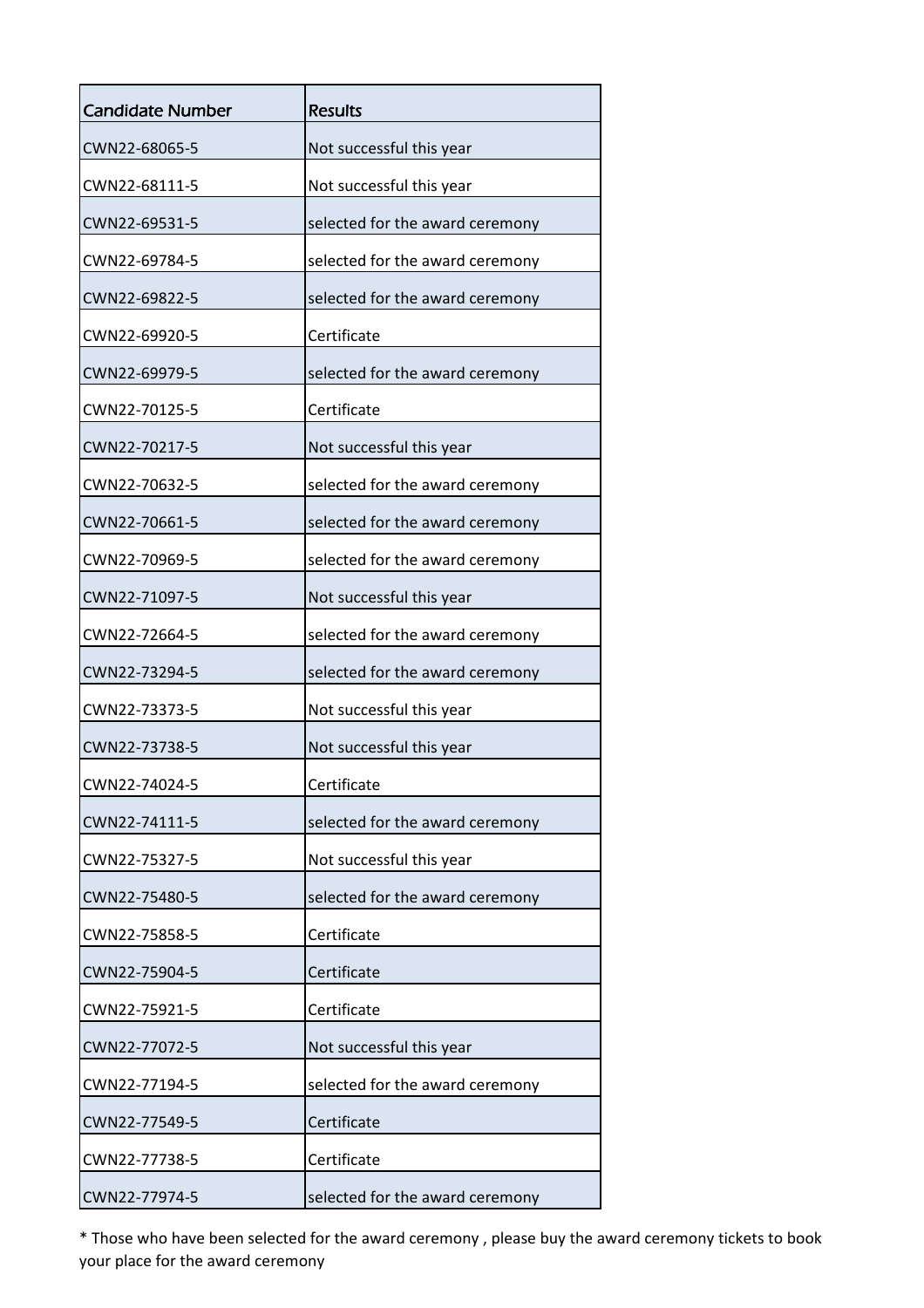| Candidate Number | Results |
| --- | --- |
| CWN22-68065-5 | Not successful this year |
| CWN22-68111-5 | Not successful this year |
| CWN22-69531-5 | selected for the award ceremony |
| CWN22-69784-5 | selected for the award ceremony |
| CWN22-69822-5 | selected for the award ceremony |
| CWN22-69920-5 | Certificate |
| CWN22-69979-5 | selected for the award ceremony |
| CWN22-70125-5 | Certificate |
| CWN22-70217-5 | Not successful this year |
| CWN22-70632-5 | selected for the award ceremony |
| CWN22-70661-5 | selected for the award ceremony |
| CWN22-70969-5 | selected for the award ceremony |
| CWN22-71097-5 | Not successful this year |
| CWN22-72664-5 | selected for the award ceremony |
| CWN22-73294-5 | selected for the award ceremony |
| CWN22-73373-5 | Not successful this year |
| CWN22-73738-5 | Not successful this year |
| CWN22-74024-5 | Certificate |
| CWN22-74111-5 | selected for the award ceremony |
| CWN22-75327-5 | Not successful this year |
| CWN22-75480-5 | selected for the award ceremony |
| CWN22-75858-5 | Certificate |
| CWN22-75904-5 | Certificate |
| CWN22-75921-5 | Certificate |
| CWN22-77072-5 | Not successful this year |
| CWN22-77194-5 | selected for the award ceremony |
| CWN22-77549-5 | Certificate |
| CWN22-77738-5 | Certificate |
| CWN22-77974-5 | selected for the award ceremony |

* Those who have been selected for the award ceremony , please buy the award ceremony tickets to book your place for the award ceremony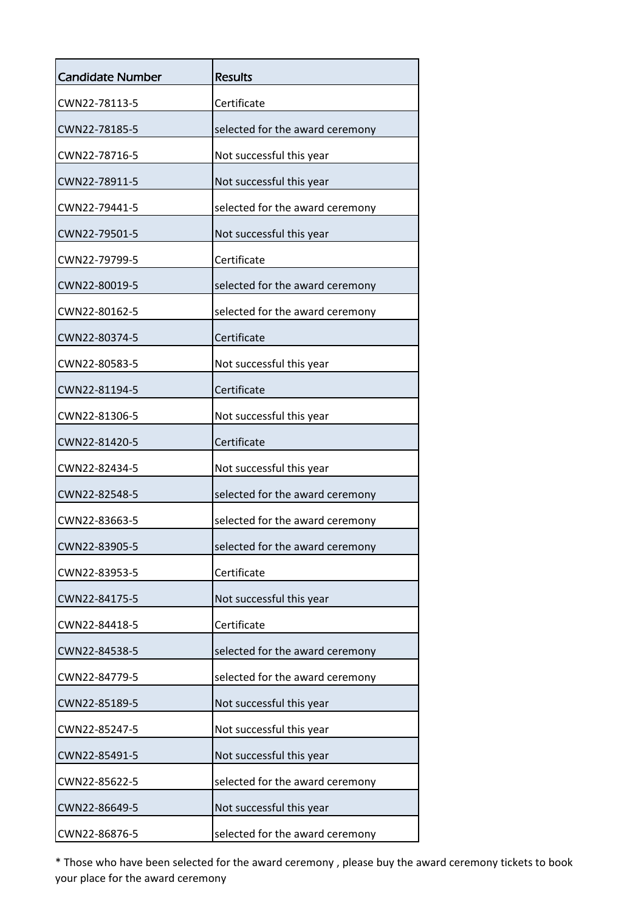| Candidate Number | Results |
|---|---|
| CWN22-78113-5 | Certificate |
| CWN22-78185-5 | selected for the award ceremony |
| CWN22-78716-5 | Not successful this year |
| CWN22-78911-5 | Not successful this year |
| CWN22-79441-5 | selected for the award ceremony |
| CWN22-79501-5 | Not successful this year |
| CWN22-79799-5 | Certificate |
| CWN22-80019-5 | selected for the award ceremony |
| CWN22-80162-5 | selected for the award ceremony |
| CWN22-80374-5 | Certificate |
| CWN22-80583-5 | Not successful this year |
| CWN22-81194-5 | Certificate |
| CWN22-81306-5 | Not successful this year |
| CWN22-81420-5 | Certificate |
| CWN22-82434-5 | Not successful this year |
| CWN22-82548-5 | selected for the award ceremony |
| CWN22-83663-5 | selected for the award ceremony |
| CWN22-83905-5 | selected for the award ceremony |
| CWN22-83953-5 | Certificate |
| CWN22-84175-5 | Not successful this year |
| CWN22-84418-5 | Certificate |
| CWN22-84538-5 | selected for the award ceremony |
| CWN22-84779-5 | selected for the award ceremony |
| CWN22-85189-5 | Not successful this year |
| CWN22-85247-5 | Not successful this year |
| CWN22-85491-5 | Not successful this year |
| CWN22-85622-5 | selected for the award ceremony |
| CWN22-86649-5 | Not successful this year |
| CWN22-86876-5 | selected for the award ceremony |

* Those who have been selected for the award ceremony , please buy the award ceremony tickets to book your place for the award ceremony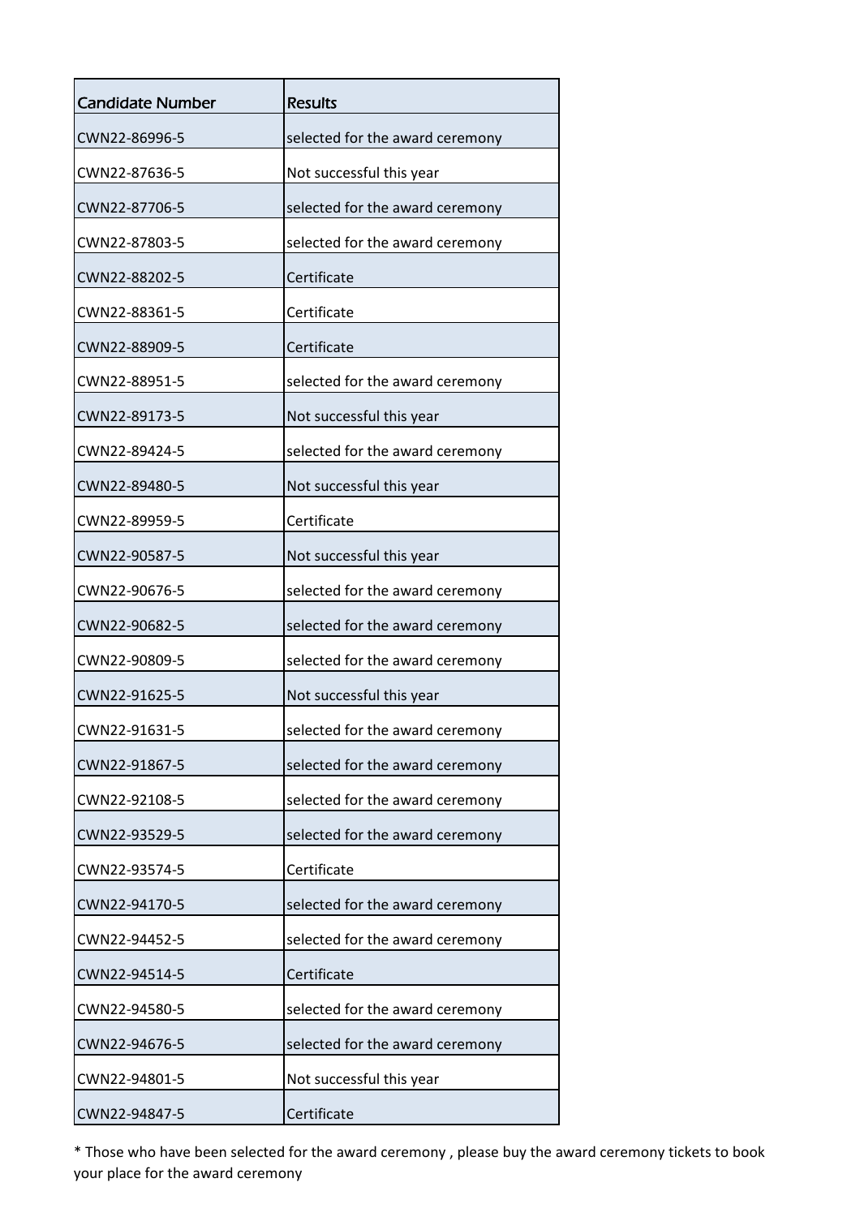| Candidate Number | Results |
| --- | --- |
| CWN22-86996-5 | selected for the award ceremony |
| CWN22-87636-5 | Not successful this year |
| CWN22-87706-5 | selected for the award ceremony |
| CWN22-87803-5 | selected for the award ceremony |
| CWN22-88202-5 | Certificate |
| CWN22-88361-5 | Certificate |
| CWN22-88909-5 | Certificate |
| CWN22-88951-5 | selected for the award ceremony |
| CWN22-89173-5 | Not successful this year |
| CWN22-89424-5 | selected for the award ceremony |
| CWN22-89480-5 | Not successful this year |
| CWN22-89959-5 | Certificate |
| CWN22-90587-5 | Not successful this year |
| CWN22-90676-5 | selected for the award ceremony |
| CWN22-90682-5 | selected for the award ceremony |
| CWN22-90809-5 | selected for the award ceremony |
| CWN22-91625-5 | Not successful this year |
| CWN22-91631-5 | selected for the award ceremony |
| CWN22-91867-5 | selected for the award ceremony |
| CWN22-92108-5 | selected for the award ceremony |
| CWN22-93529-5 | selected for the award ceremony |
| CWN22-93574-5 | Certificate |
| CWN22-94170-5 | selected for the award ceremony |
| CWN22-94452-5 | selected for the award ceremony |
| CWN22-94514-5 | Certificate |
| CWN22-94580-5 | selected for the award ceremony |
| CWN22-94676-5 | selected for the award ceremony |
| CWN22-94801-5 | Not successful this year |
| CWN22-94847-5 | Certificate |

* Those who have been selected for the award ceremony , please buy the award ceremony tickets to book your place for the award ceremony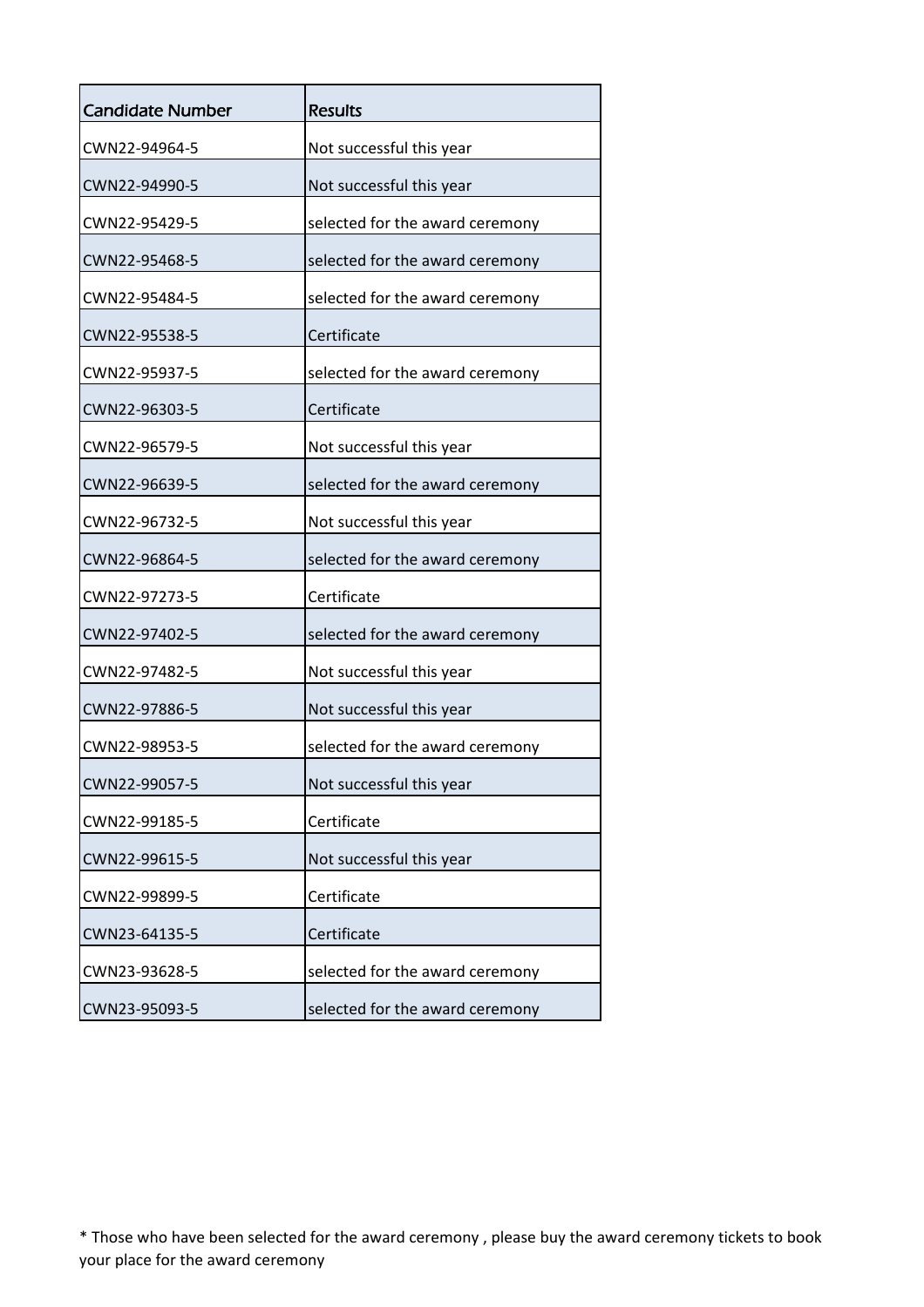| Candidate Number | Results |
|---|---|
| CWN22-94964-5 | Not successful this year |
| CWN22-94990-5 | Not successful this year |
| CWN22-95429-5 | selected for the award ceremony |
| CWN22-95468-5 | selected for the award ceremony |
| CWN22-95484-5 | selected for the award ceremony |
| CWN22-95538-5 | Certificate |
| CWN22-95937-5 | selected for the award ceremony |
| CWN22-96303-5 | Certificate |
| CWN22-96579-5 | Not successful this year |
| CWN22-96639-5 | selected for the award ceremony |
| CWN22-96732-5 | Not successful this year |
| CWN22-96864-5 | selected for the award ceremony |
| CWN22-97273-5 | Certificate |
| CWN22-97402-5 | selected for the award ceremony |
| CWN22-97482-5 | Not successful this year |
| CWN22-97886-5 | Not successful this year |
| CWN22-98953-5 | selected for the award ceremony |
| CWN22-99057-5 | Not successful this year |
| CWN22-99185-5 | Certificate |
| CWN22-99615-5 | Not successful this year |
| CWN22-99899-5 | Certificate |
| CWN23-64135-5 | Certificate |
| CWN23-93628-5 | selected for the award ceremony |
| CWN23-95093-5 | selected for the award ceremony |

* Those who have been selected for the award ceremony , please buy the award ceremony tickets to book your place for the award ceremony